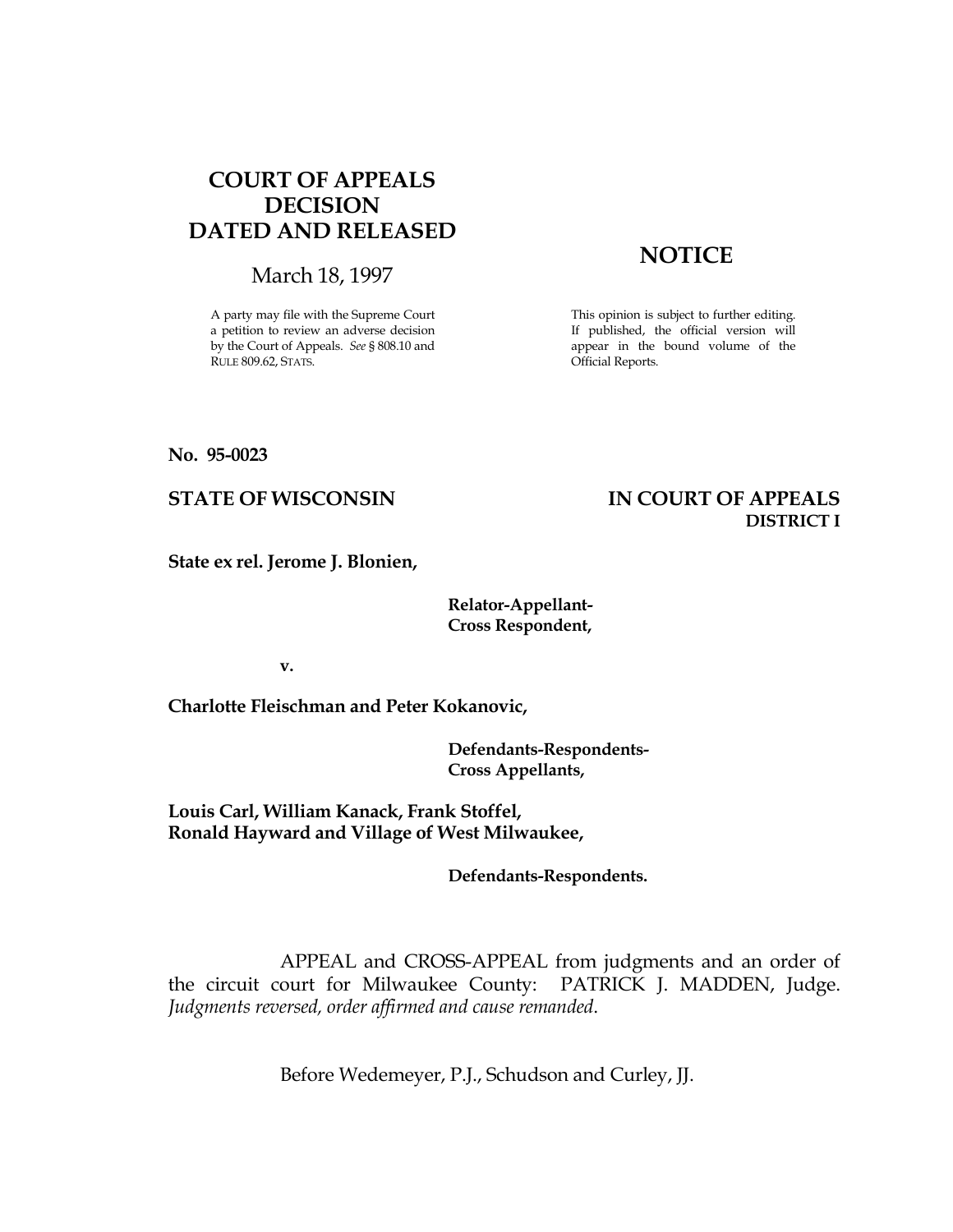## COURT OF APPEALS DECISION DATED AND RELEASED

March 18, 1997

A party may file with the Supreme Court a petition to review an adverse decision by the Court of Appeals. *See* § 808.10 and RULE 809.62, STATS.

## NOTICE

This opinion is subject to further editing. If published, the official version will appear in the bound volume of the Official Reports.

**No. 95-0023**

**STATE OF WISCONSIN** **IN COURT OF APPEALS**
**DISTRICT I**

**State ex rel. Jerome J. Blonien,**

**Relator-Appellant-**
**Cross Respondent,**

**v.**

**Charlotte Fleischman and Peter Kokanovic,**

**Defendants-Respondents-**
**Cross Appellants,**

**Louis Carl, William Kanack, Frank Stoffel,**
**Ronald Hayward and Village of West Milwaukee,**

**Defendants-Respondents.**

APPEAL and CROSS-APPEAL from judgments and an order of the circuit court for Milwaukee County: PATRICK J. MADDEN, Judge. *Judgments reversed, order affirmed and cause remanded*.

Before Wedemeyer, P.J., Schudson and Curley, JJ.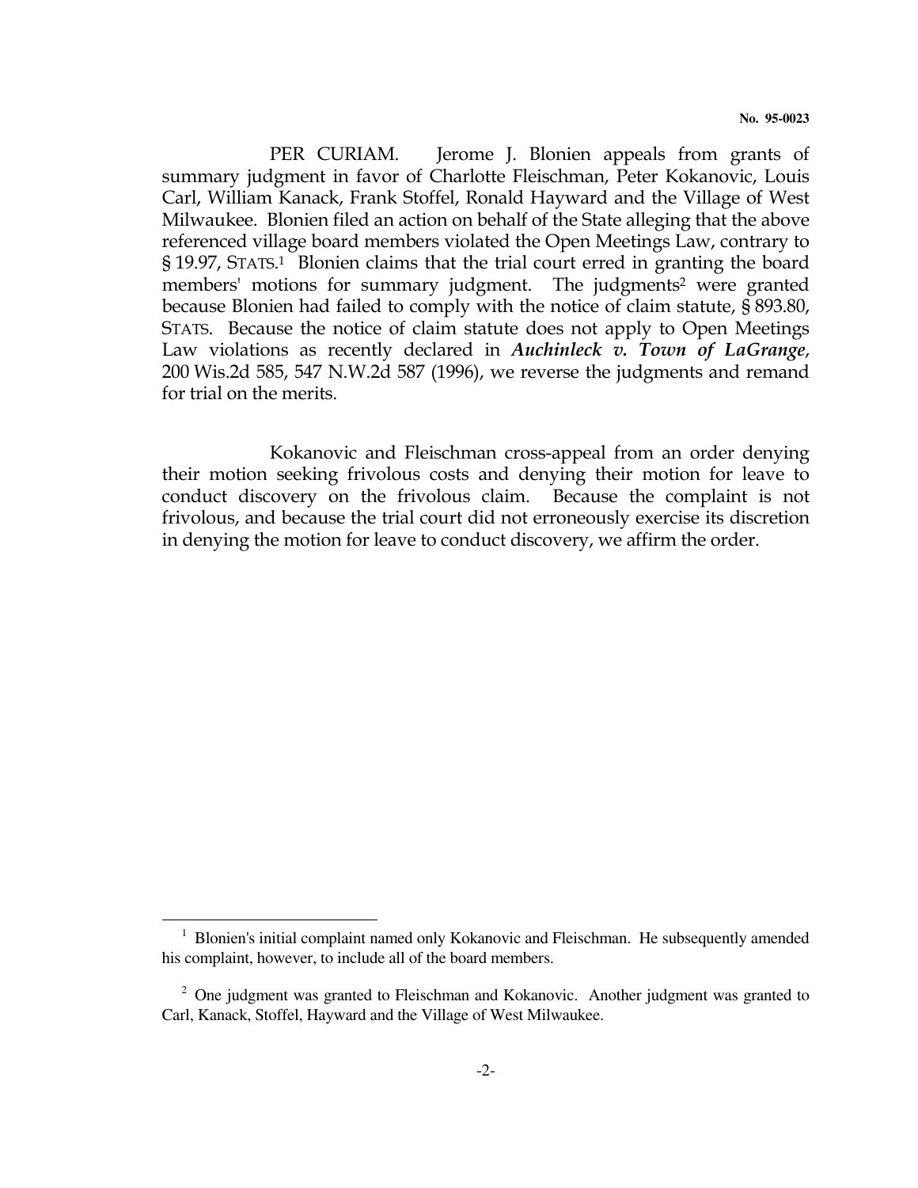PER CURIAM. Jerome J. Blonien appeals from grants of summary judgment in favor of Charlotte Fleischman, Peter Kokanovic, Louis Carl, William Kanack, Frank Stoffel, Ronald Hayward and the Village of West Milwaukee. Blonien filed an action on behalf of the State alleging that the above referenced village board members violated the Open Meetings Law, contrary to § 19.97, STATS.[1] Blonien claims that the trial court erred in granting the board members' motions for summary judgment. The judgments[2] were granted because Blonien had failed to comply with the notice of claim statute, § 893.80, STATS. Because the notice of claim statute does not apply to Open Meetings Law violations as recently declared in ***Auchinleck v. Town of LaGrange***, 200 Wis.2d 585, 547 N.W.2d 587 (1996), we reverse the judgments and remand for trial on the merits.

Kokanovic and Fleischman cross-appeal from an order denying their motion seeking frivolous costs and denying their motion for leave to conduct discovery on the frivolous claim. Because the complaint is not frivolous, and because the trial court did not erroneously exercise its discretion in denying the motion for leave to conduct discovery, we affirm the order.

---

[1] Blonien's initial complaint named only Kokanovic and Fleischman. He subsequently amended his complaint, however, to include all of the board members.

[2] One judgment was granted to Fleischman and Kokanovic. Another judgment was granted to Carl, Kanack, Stoffel, Hayward and the Village of West Milwaukee.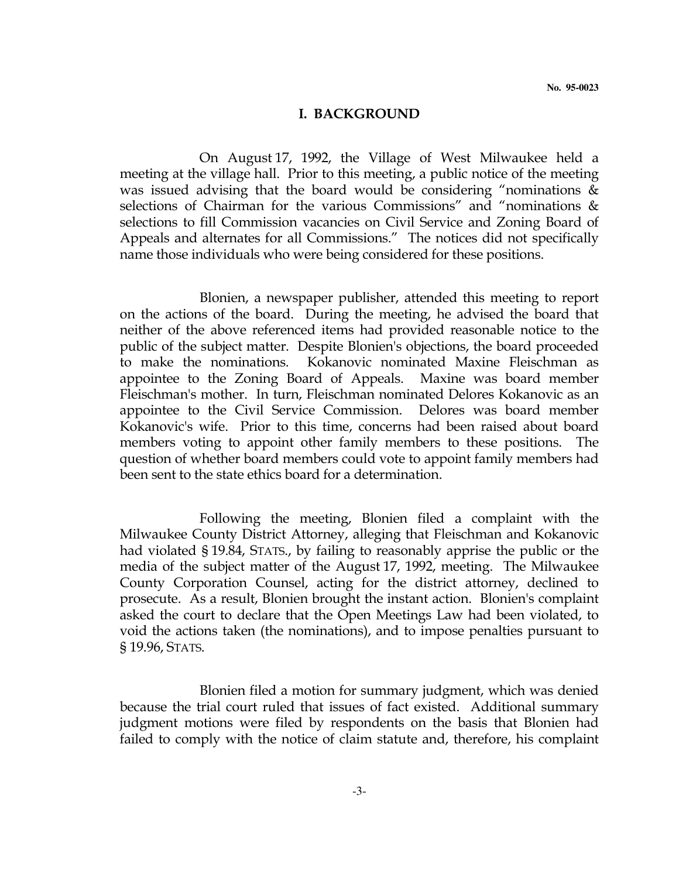## I. BACKGROUND

On August 17, 1992, the Village of West Milwaukee held a meeting at the village hall. Prior to this meeting, a public notice of the meeting was issued advising that the board would be considering "nominations & selections of Chairman for the various Commissions" and "nominations & selections to fill Commission vacancies on Civil Service and Zoning Board of Appeals and alternates for all Commissions." The notices did not specifically name those individuals who were being considered for these positions.

Blonien, a newspaper publisher, attended this meeting to report on the actions of the board. During the meeting, he advised the board that neither of the above referenced items had provided reasonable notice to the public of the subject matter. Despite Blonien's objections, the board proceeded to make the nominations. Kokanovic nominated Maxine Fleischman as appointee to the Zoning Board of Appeals. Maxine was board member Fleischman's mother. In turn, Fleischman nominated Delores Kokanovic as an appointee to the Civil Service Commission. Delores was board member Kokanovic's wife. Prior to this time, concerns had been raised about board members voting to appoint other family members to these positions. The question of whether board members could vote to appoint family members had been sent to the state ethics board for a determination.

Following the meeting, Blonien filed a complaint with the Milwaukee County District Attorney, alleging that Fleischman and Kokanovic had violated § 19.84, STATS., by failing to reasonably apprise the public or the media of the subject matter of the August 17, 1992, meeting. The Milwaukee County Corporation Counsel, acting for the district attorney, declined to prosecute. As a result, Blonien brought the instant action. Blonien's complaint asked the court to declare that the Open Meetings Law had been violated, to void the actions taken (the nominations), and to impose penalties pursuant to § 19.96, STATS.

Blonien filed a motion for summary judgment, which was denied because the trial court ruled that issues of fact existed. Additional summary judgment motions were filed by respondents on the basis that Blonien had failed to comply with the notice of claim statute and, therefore, his complaint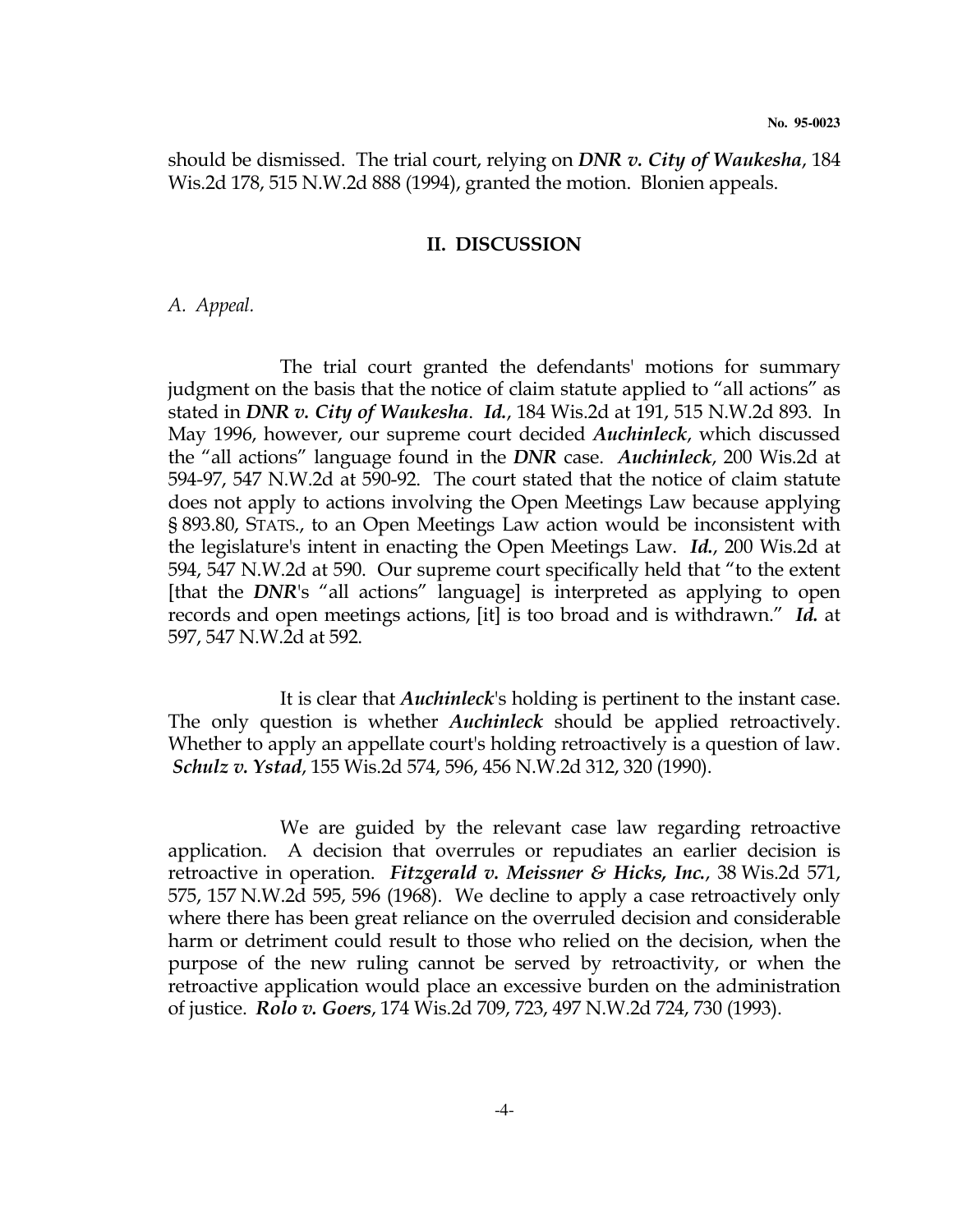should be dismissed. The trial court, relying on ***DNR v. City of Waukesha***, 184 Wis.2d 178, 515 N.W.2d 888 (1994), granted the motion. Blonien appeals.

## II. DISCUSSION

*A. Appeal.*

The trial court granted the defendants' motions for summary judgment on the basis that the notice of claim statute applied to "all actions" as stated in ***DNR v. City of Waukesha***. ***Id.***, 184 Wis.2d at 191, 515 N.W.2d 893. In May 1996, however, our supreme court decided ***Auchinleck***, which discussed the "all actions" language found in the ***DNR*** case. ***Auchinleck***, 200 Wis.2d at 594-97, 547 N.W.2d at 590-92. The court stated that the notice of claim statute does not apply to actions involving the Open Meetings Law because applying § 893.80, STATS., to an Open Meetings Law action would be inconsistent with the legislature's intent in enacting the Open Meetings Law. ***Id.***, 200 Wis.2d at 594, 547 N.W.2d at 590. Our supreme court specifically held that "to the extent [that the ***DNR***'s "all actions" language] is interpreted as applying to open records and open meetings actions, [it] is too broad and is withdrawn." ***Id.*** at 597, 547 N.W.2d at 592.

It is clear that ***Auchinleck***'s holding is pertinent to the instant case. The only question is whether ***Auchinleck*** should be applied retroactively. Whether to apply an appellate court's holding retroactively is a question of law. ***Schulz v. Ystad***, 155 Wis.2d 574, 596, 456 N.W.2d 312, 320 (1990).

We are guided by the relevant case law regarding retroactive application. A decision that overrules or repudiates an earlier decision is retroactive in operation. ***Fitzgerald v. Meissner & Hicks, Inc.***, 38 Wis.2d 571, 575, 157 N.W.2d 595, 596 (1968). We decline to apply a case retroactively only where there has been great reliance on the overruled decision and considerable harm or detriment could result to those who relied on the decision, when the purpose of the new ruling cannot be served by retroactivity, or when the retroactive application would place an excessive burden on the administration of justice. ***Rolo v. Goers***, 174 Wis.2d 709, 723, 497 N.W.2d 724, 730 (1993).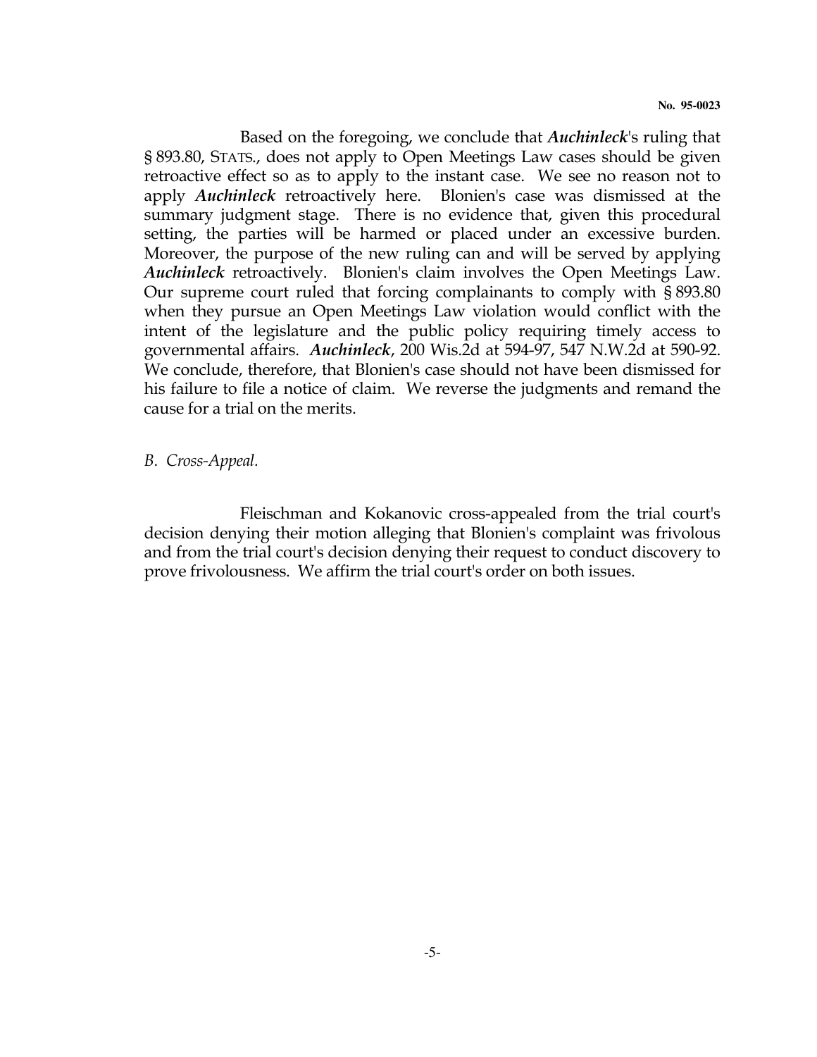Based on the foregoing, we conclude that ***Auchinleck***'s ruling that § 893.80, STATS., does not apply to Open Meetings Law cases should be given retroactive effect so as to apply to the instant case. We see no reason not to apply ***Auchinleck*** retroactively here. Blonien's case was dismissed at the summary judgment stage. There is no evidence that, given this procedural setting, the parties will be harmed or placed under an excessive burden. Moreover, the purpose of the new ruling can and will be served by applying ***Auchinleck*** retroactively. Blonien's claim involves the Open Meetings Law. Our supreme court ruled that forcing complainants to comply with § 893.80 when they pursue an Open Meetings Law violation would conflict with the intent of the legislature and the public policy requiring timely access to governmental affairs. ***Auchinleck***, 200 Wis.2d at 594-97, 547 N.W.2d at 590-92. We conclude, therefore, that Blonien's case should not have been dismissed for his failure to file a notice of claim. We reverse the judgments and remand the cause for a trial on the merits.

*B. Cross-Appeal.*

Fleischman and Kokanovic cross-appealed from the trial court's decision denying their motion alleging that Blonien's complaint was frivolous and from the trial court's decision denying their request to conduct discovery to prove frivolousness. We affirm the trial court's order on both issues.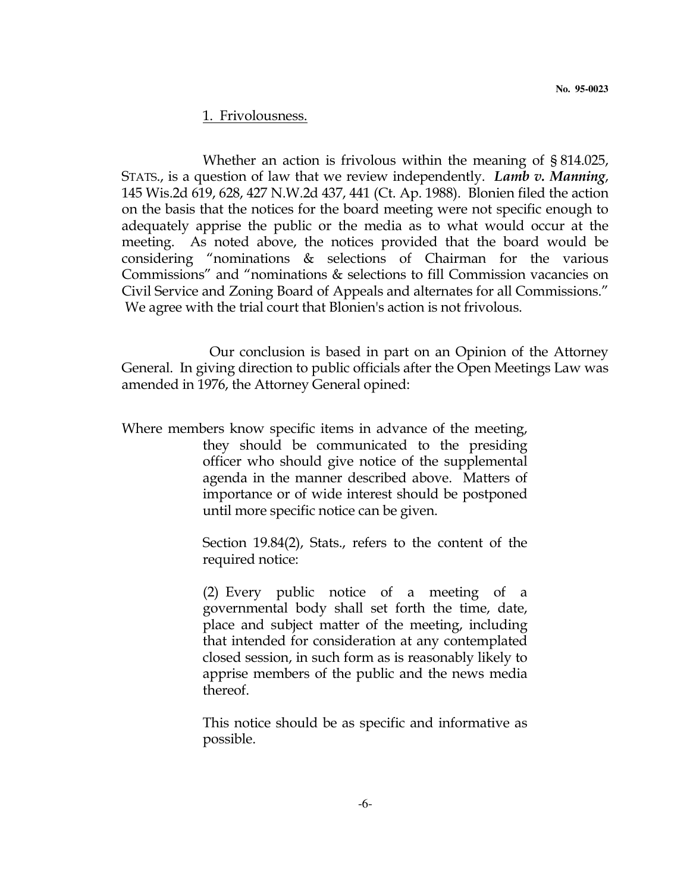1. Frivolousness.

Whether an action is frivolous within the meaning of § 814.025, STATS., is a question of law that we review independently. ***Lamb v. Manning***, 145 Wis.2d 619, 628, 427 N.W.2d 437, 441 (Ct. Ap. 1988). Blonien filed the action on the basis that the notices for the board meeting were not specific enough to adequately apprise the public or the media as to what would occur at the meeting. As noted above, the notices provided that the board would be considering "nominations & selections of Chairman for the various Commissions" and "nominations & selections to fill Commission vacancies on Civil Service and Zoning Board of Appeals and alternates for all Commissions." We agree with the trial court that Blonien's action is not frivolous.

Our conclusion is based in part on an Opinion of the Attorney General. In giving direction to public officials after the Open Meetings Law was amended in 1976, the Attorney General opined:

> Where members know specific items in advance of the meeting, they should be communicated to the presiding officer who should give notice of the supplemental agenda in the manner described above. Matters of importance or of wide interest should be postponed until more specific notice can be given.
>
> Section 19.84(2), Stats., refers to the content of the required notice:
>
> (2) Every public notice of a meeting of a governmental body shall set forth the time, date, place and subject matter of the meeting, including that intended for consideration at any contemplated closed session, in such form as is reasonably likely to apprise members of the public and the news media thereof.
>
> This notice should be as specific and informative as possible.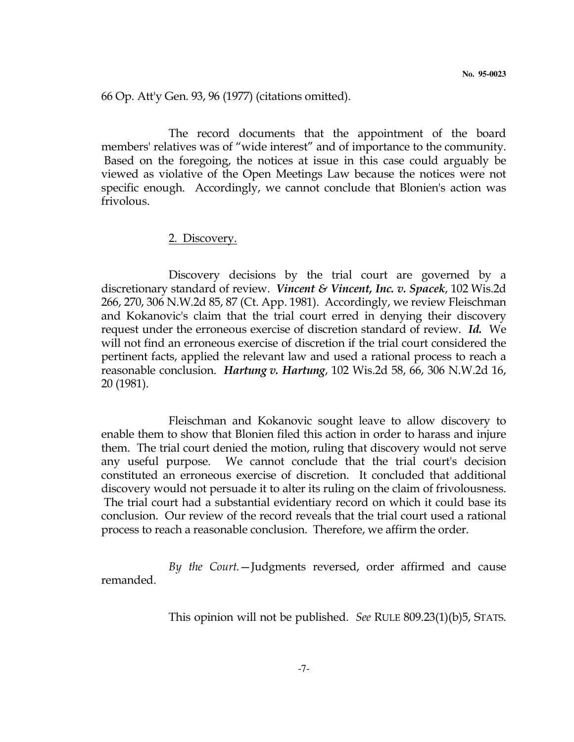66 Op. Att'y Gen. 93, 96 (1977) (citations omitted).

The record documents that the appointment of the board members' relatives was of "wide interest" and of importance to the community. Based on the foregoing, the notices at issue in this case could arguably be viewed as violative of the Open Meetings Law because the notices were not specific enough. Accordingly, we cannot conclude that Blonien's action was frivolous.

2. Discovery.

Discovery decisions by the trial court are governed by a discretionary standard of review. ***Vincent & Vincent, Inc. v. Spacek***, 102 Wis.2d 266, 270, 306 N.W.2d 85, 87 (Ct. App. 1981). Accordingly, we review Fleischman and Kokanovic's claim that the trial court erred in denying their discovery request under the erroneous exercise of discretion standard of review. ***Id.*** We will not find an erroneous exercise of discretion if the trial court considered the pertinent facts, applied the relevant law and used a rational process to reach a reasonable conclusion. ***Hartung v. Hartung***, 102 Wis.2d 58, 66, 306 N.W.2d 16, 20 (1981).

Fleischman and Kokanovic sought leave to allow discovery to enable them to show that Blonien filed this action in order to harass and injure them. The trial court denied the motion, ruling that discovery would not serve any useful purpose. We cannot conclude that the trial court's decision constituted an erroneous exercise of discretion. It concluded that additional discovery would not persuade it to alter its ruling on the claim of frivolousness. The trial court had a substantial evidentiary record on which it could base its conclusion. Our review of the record reveals that the trial court used a rational process to reach a reasonable conclusion. Therefore, we affirm the order.

*By the Court.*—Judgments reversed, order affirmed and cause remanded.

This opinion will not be published. *See* RULE 809.23(1)(b)5, STATS.